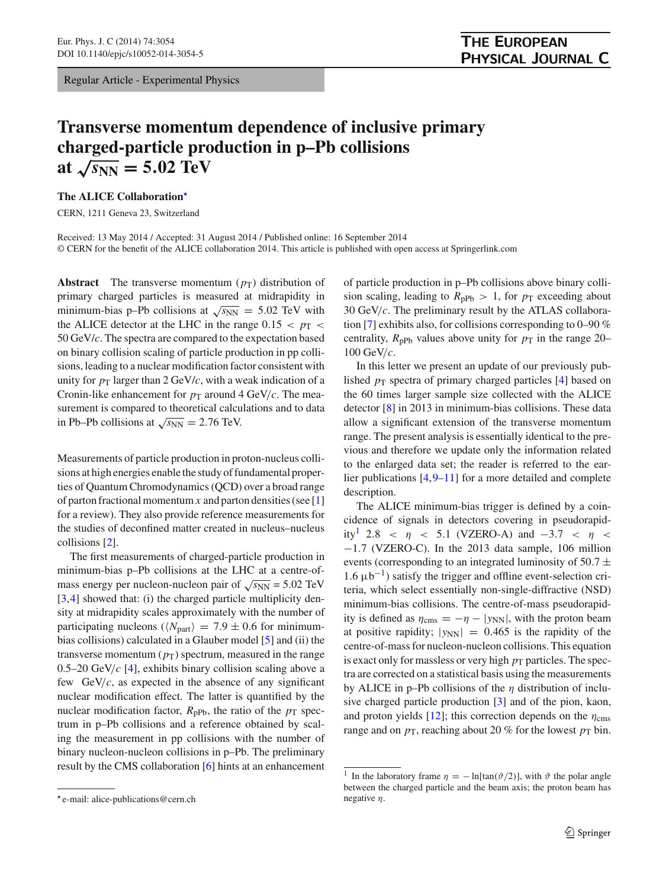Regular Article - Experimental Physics

# Transverse momentum dependence of inclusive primary charged-particle production in p–Pb collisions at $\sqrt{s_{NN}} = 5.02$ TeV

**The ALICE Collaboration***

CERN, 1211 Geneva 23, Switzerland

Received: 13 May 2014 / Accepted: 31 August 2014 / Published online: 16 September 2014
© CERN for the benefit of the ALICE collaboration 2014. This article is published with open access at Springerlink.com

**Abstract** The transverse momentum ($p_T$) distribution of primary charged particles is measured at midrapidity in minimum-bias p–Pb collisions at $\sqrt{s_{NN}} = 5.02$ TeV with the ALICE detector at the LHC in the range $0.15 < p_T < 50$ GeV/$c$. The spectra are compared to the expectation based on binary collision scaling of particle production in pp collisions, leading to a nuclear modification factor consistent with unity for $p_T$ larger than 2 GeV/$c$, with a weak indication of a Cronin-like enhancement for $p_T$ around 4 GeV/$c$. The measurement is compared to theoretical calculations and to data in Pb–Pb collisions at $\sqrt{s_{NN}} = 2.76$ TeV.

Measurements of particle production in proton-nucleus collisions at high energies enable the study of fundamental properties of Quantum Chromodynamics (QCD) over a broad range of parton fractional momentum $x$ and parton densities (see [1] for a review). They also provide reference measurements for the studies of deconfined matter created in nucleus–nucleus collisions [2].

The first measurements of charged-particle production in minimum-bias p–Pb collisions at the LHC at a centre-of-mass energy per nucleon-nucleon pair of $\sqrt{s_{NN}} = 5.02$ TeV [3,4] showed that: (i) the charged particle multiplicity density at midrapidity scales approximately with the number of participating nucleons ($\langle N_{part} \rangle = 7.9 \pm 0.6$ for minimum-bias collisions) calculated in a Glauber model [5] and (ii) the transverse momentum ($p_T$) spectrum, measured in the range 0.5–20 GeV/$c$ [4], exhibits binary collision scaling above a few GeV/$c$, as expected in the absence of any significant nuclear modification effect. The latter is quantified by the nuclear modification factor, $R_{pPb}$, the ratio of the $p_T$ spectrum in p–Pb collisions and a reference obtained by scaling the measurement in pp collisions with the number of binary nucleon-nucleon collisions in p–Pb. The preliminary result by the CMS collaboration [6] hints at an enhancement of particle production in p–Pb collisions above binary collision scaling, leading to $R_{pPb} > 1$, for $p_T$ exceeding about 30 GeV/$c$. The preliminary result by the ATLAS collaboration [7] exhibits also, for collisions corresponding to 0–90 % centrality, $R_{pPb}$ values above unity for $p_T$ in the range 20–100 GeV/$c$.

In this letter we present an update of our previously published $p_T$ spectra of primary charged particles [4] based on the 60 times larger sample size collected with the ALICE detector [8] in 2013 in minimum-bias collisions. These data allow a significant extension of the transverse momentum range. The present analysis is essentially identical to the previous and therefore we update only the information related to the enlarged data set; the reader is referred to the earlier publications [4,9–11] for a more detailed and complete description.

The ALICE minimum-bias trigger is defined by a coincidence of signals in detectors covering in pseudorapidity[1] $2.8 < \eta < 5.1$ (VZERO-A) and $-3.7 < \eta < -1.7$ (VZERO-C). In the 2013 data sample, 106 million events (corresponding to an integrated luminosity of $50.7 \pm 1.6\ \mu b^{-1}$) satisfy the trigger and offline event-selection criteria, which select essentially non-single-diffractive (NSD) minimum-bias collisions. The centre-of-mass pseudorapidity is defined as $\eta_{cms} = -\eta - |y_{NN}|$, with the proton beam at positive rapidity; $|y_{NN}| = 0.465$ is the rapidity of the centre-of-mass for nucleon-nucleon collisions. This equation is exact only for massless or very high $p_T$ particles. The spectra are corrected on a statistical basis using the measurements by ALICE in p–Pb collisions of the $\eta$ distribution of inclusive charged particle production [3] and of the pion, kaon, and proton yields [12]; this correction depends on the $\eta_{cms}$ range and on $p_T$, reaching about 20 % for the lowest $p_T$ bin.

[1] In the laboratory frame $\eta = -\ln[\tan(\vartheta/2)]$, with $\vartheta$ the polar angle between the charged particle and the beam axis; the proton beam has negative $\eta$.

* e-mail: alice-publications@cern.ch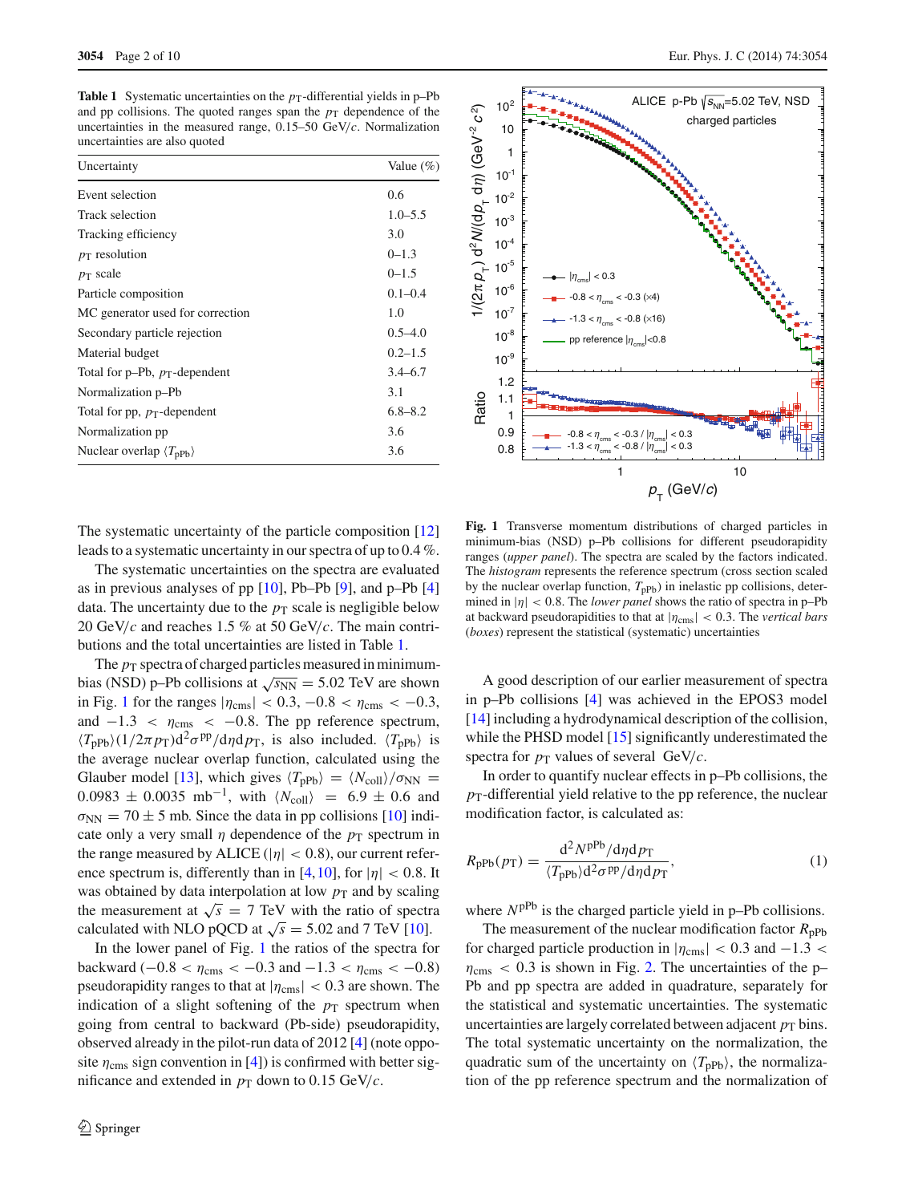**Table 1** Systematic uncertainties on the $p_T$-differential yields in p–Pb and pp collisions. The quoted ranges span the $p_T$ dependence of the uncertainties in the measured range, 0.15–50 GeV/$c$. Normalization uncertainties are also quoted

| Uncertainty | Value (%) |
|---|---|
| Event selection | 0.6 |
| Track selection | 1.0–5.5 |
| Tracking efficiency | 3.0 |
| $p_T$ resolution | 0–1.3 |
| $p_T$ scale | 0–1.5 |
| Particle composition | 0.1–0.4 |
| MC generator used for correction | 1.0 |
| Secondary particle rejection | 0.5–4.0 |
| Material budget | 0.2–1.5 |
| Total for p–Pb, $p_T$-dependent | 3.4–6.7 |
| Normalization p–Pb | 3.1 |
| Total for pp, $p_T$-dependent | 6.8–8.2 |
| Normalization pp | 3.6 |
| Nuclear overlap $\langle T_{pPb}\rangle$ | 3.6 |

The systematic uncertainty of the particle composition [12] leads to a systematic uncertainty in our spectra of up to 0.4 %.

The systematic uncertainties on the spectra are evaluated as in previous analyses of pp [10], Pb–Pb [9], and p–Pb [4] data. The uncertainty due to the $p_T$ scale is negligible below 20 GeV/$c$ and reaches 1.5 % at 50 GeV/$c$. The main contributions and the total uncertainties are listed in Table 1.

The $p_T$ spectra of charged particles measured in minimum-bias (NSD) p–Pb collisions at $\sqrt{s_{NN}} = 5.02$ TeV are shown in Fig. 1 for the ranges $|\eta_{cms}| < 0.3$, $-0.8 < \eta_{cms} < -0.3$, and $-1.3 < \eta_{cms} < -0.8$. The pp reference spectrum, $\langle T_{pPb}\rangle(1/2\pi p_T)d^2\sigma^{pp}/d\eta dp_T$, is also included. $\langle T_{pPb}\rangle$ is the average nuclear overlap function, calculated using the Glauber model [13], which gives $\langle T_{pPb}\rangle = \langle N_{coll}\rangle/\sigma_{NN} = 0.0983 \pm 0.0035$ mb$^{-1}$, with $\langle N_{coll}\rangle = 6.9 \pm 0.6$ and $\sigma_{NN} = 70 \pm 5$ mb. Since the data in pp collisions [10] indicate only a very small $\eta$ dependence of the $p_T$ spectrum in the range measured by ALICE ($|\eta| < 0.8$), our current reference spectrum is, differently than in [4,10], for $|\eta| < 0.8$. It was obtained by data interpolation at low $p_T$ and by scaling the measurement at $\sqrt{s} = 7$ TeV with the ratio of spectra calculated with NLO pQCD at $\sqrt{s} = 5.02$ and 7 TeV [10].

In the lower panel of Fig. 1 the ratios of the spectra for backward ($-0.8 < \eta_{cms} < -0.3$ and $-1.3 < \eta_{cms} < -0.8$) pseudorapidity ranges to that at $|\eta_{cms}| < 0.3$ are shown. The indication of a slight softening of the $p_T$ spectrum when going from central to backward (Pb-side) pseudorapidity, observed already in the pilot-run data of 2012 [4] (note opposite $\eta_{cms}$ sign convention in [4]) is confirmed with better significance and extended in $p_T$ down to 0.15 GeV/$c$.

**Fig. 1** Transverse momentum distributions of charged particles in minimum-bias (NSD) p–Pb collisions for different pseudorapidity ranges (*upper panel*). The spectra are scaled by the factors indicated. The *histogram* represents the reference spectrum (cross section scaled by the nuclear overlap function, $T_{pPb}$) in inelastic pp collisions, determined in $|\eta| < 0.8$. The *lower panel* shows the ratio of spectra in p–Pb at backward pseudorapidities to that at $|\eta_{cms}| < 0.3$. The *vertical bars* (*boxes*) represent the statistical (systematic) uncertainties

A good description of our earlier measurement of spectra in p–Pb collisions [4] was achieved in the EPOS3 model [14] including a hydrodynamical description of the collision, while the PHSD model [15] significantly underestimated the spectra for $p_T$ values of several GeV/$c$.

In order to quantify nuclear effects in p–Pb collisions, the $p_T$-differential yield relative to the pp reference, the nuclear modification factor, is calculated as:

$$R_{pPb}(p_T) = \frac{d^2N^{pPb}/d\eta dp_T}{\langle T_{pPb}\rangle d^2\sigma^{pp}/d\eta dp_T}, \tag{1}$$

where $N^{pPb}$ is the charged particle yield in p–Pb collisions.

The measurement of the nuclear modification factor $R_{pPb}$ for charged particle production in $|\eta_{cms}| < 0.3$ and $-1.3 < \eta_{cms} < 0.3$ is shown in Fig. 2. The uncertainties of the p–Pb and pp spectra are added in quadrature, separately for the statistical and systematic uncertainties. The systematic uncertainties are largely correlated between adjacent $p_T$ bins. The total systematic uncertainty on the normalization, the quadratic sum of the uncertainty on $\langle T_{pPb}\rangle$, the normalization of the pp reference spectrum and the normalization of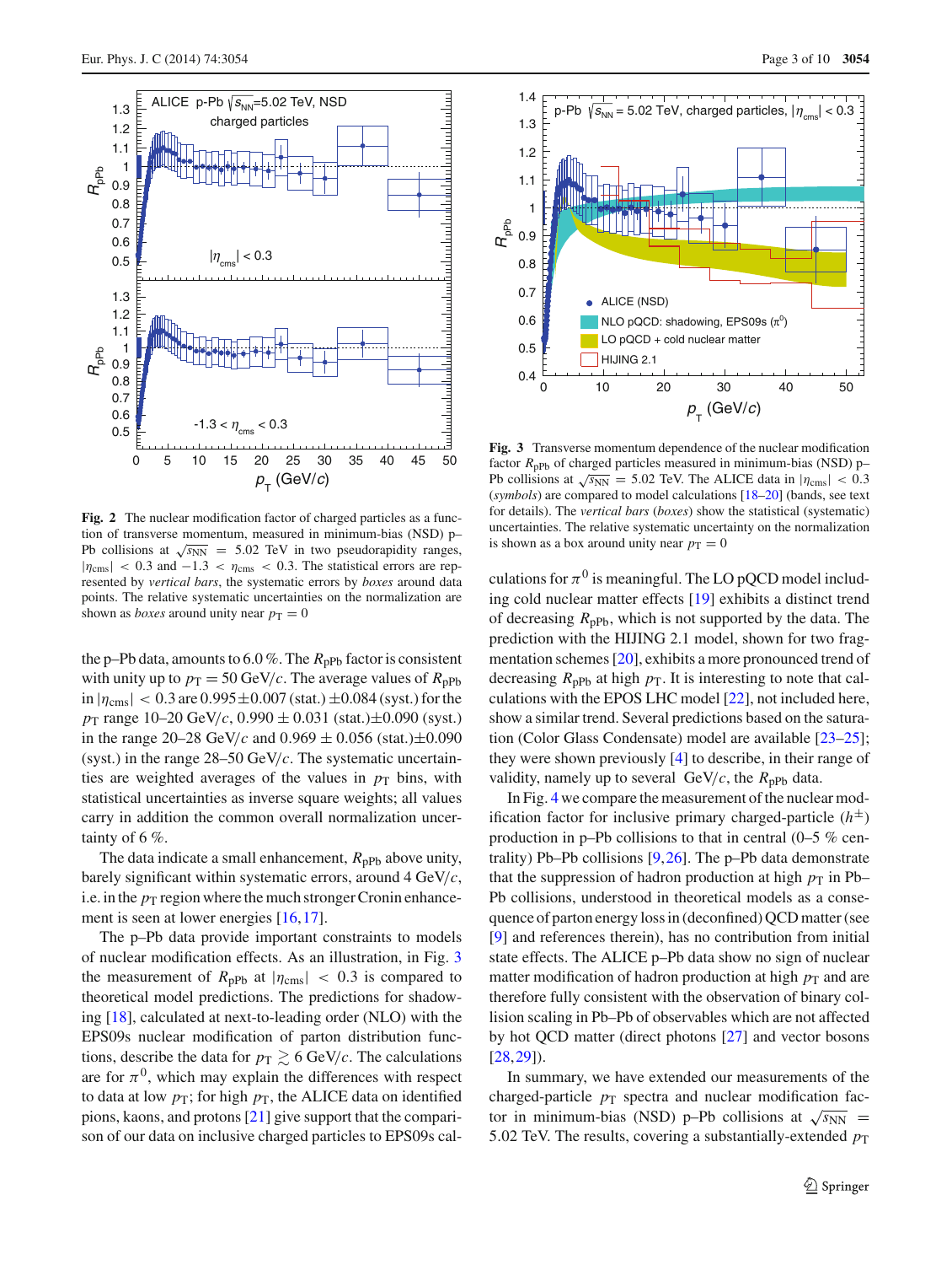**Fig. 2** The nuclear modification factor of charged particles as a function of transverse momentum, measured in minimum-bias (NSD) p–Pb collisions at $\sqrt{s_{NN}}$ = 5.02 TeV in two pseudorapidity ranges, $|\eta_{cms}| < 0.3$ and $-1.3 < \eta_{cms} < 0.3$. The statistical errors are represented by *vertical bars*, the systematic errors by *boxes* around data points. The relative systematic uncertainties on the normalization are shown as *boxes* around unity near $p_T = 0$

**Fig. 3** Transverse momentum dependence of the nuclear modification factor $R_{pPb}$ of charged particles measured in minimum-bias (NSD) p–Pb collisions at $\sqrt{s_{NN}}$ = 5.02 TeV. The ALICE data in $|\eta_{cms}| < 0.3$ (*symbols*) are compared to model calculations [18–20] (bands, see text for details). The *vertical bars* (*boxes*) show the statistical (systematic) uncertainties. The relative systematic uncertainty on the normalization is shown as a box around unity near $p_T = 0$

the p–Pb data, amounts to 6.0 %. The $R_{pPb}$ factor is consistent with unity up to $p_T = 50$ GeV/$c$. The average values of $R_{pPb}$ in $|\eta_{cms}| < 0.3$ are $0.995 \pm 0.007$ (stat.) $\pm 0.084$ (syst.) for the $p_T$ range 10–20 GeV/$c$, $0.990 \pm 0.031$ (stat.)$\pm 0.090$ (syst.) in the range 20–28 GeV/$c$ and $0.969 \pm 0.056$ (stat.)$\pm 0.090$ (syst.) in the range 28–50 GeV/$c$. The systematic uncertainties are weighted averages of the values in $p_T$ bins, with statistical uncertainties as inverse square weights; all values carry in addition the common overall normalization uncertainty of 6 %.

The data indicate a small enhancement, $R_{pPb}$ above unity, barely significant within systematic errors, around 4 GeV/$c$, i.e. in the $p_T$ region where the much stronger Cronin enhancement is seen at lower energies [16,17].

The p–Pb data provide important constraints to models of nuclear modification effects. As an illustration, in Fig. 3 the measurement of $R_{pPb}$ at $|\eta_{cms}| < 0.3$ is compared to theoretical model predictions. The predictions for shadowing [18], calculated at next-to-leading order (NLO) with the EPS09s nuclear modification of parton distribution functions, describe the data for $p_T \gtrsim 6$ GeV/$c$. The calculations are for $\pi^0$, which may explain the differences with respect to data at low $p_T$; for high $p_T$, the ALICE data on identified pions, kaons, and protons [21] give support that the comparison of our data on inclusive charged particles to EPS09s calculations for $\pi^0$ is meaningful. The LO pQCD model including cold nuclear matter effects [19] exhibits a distinct trend of decreasing $R_{pPb}$, which is not supported by the data. The prediction with the HIJING 2.1 model, shown for two fragmentation schemes [20], exhibits a more pronounced trend of decreasing $R_{pPb}$ at high $p_T$. It is interesting to note that calculations with the EPOS LHC model [22], not included here, show a similar trend. Several predictions based on the saturation (Color Glass Condensate) model are available [23–25]; they were shown previously [4] to describe, in their range of validity, namely up to several GeV/$c$, the $R_{pPb}$ data.

In Fig. 4 we compare the measurement of the nuclear modification factor for inclusive primary charged-particle ($h^{\pm}$) production in p–Pb collisions to that in central (0–5 % centrality) Pb–Pb collisions [9,26]. The p–Pb data demonstrate that the suppression of hadron production at high $p_T$ in Pb–Pb collisions, understood in theoretical models as a consequence of parton energy loss in (deconfined) QCD matter (see [9] and references therein), has no contribution from initial state effects. The ALICE p–Pb data show no sign of nuclear matter modification of hadron production at high $p_T$ and are therefore fully consistent with the observation of binary collision scaling in Pb–Pb of observables which are not affected by hot QCD matter (direct photons [27] and vector bosons [28,29]).

In summary, we have extended our measurements of the charged-particle $p_T$ spectra and nuclear modification factor in minimum-bias (NSD) p–Pb collisions at $\sqrt{s_{NN}}$ = 5.02 TeV. The results, covering a substantially-extended $p_T$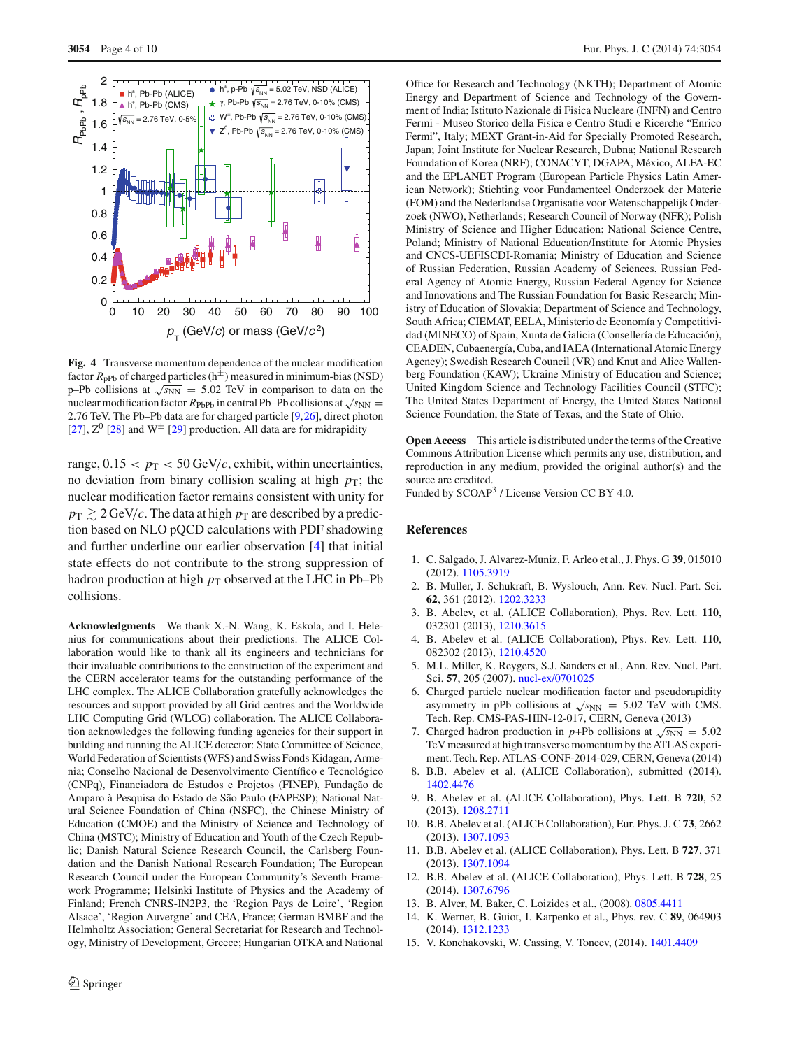**Fig. 4** Transverse momentum dependence of the nuclear modification factor $R_{pPb}$ of charged particles ($h^{\pm}$) measured in minimum-bias (NSD) p–Pb collisions at $\sqrt{s_{NN}}$ = 5.02 TeV in comparison to data on the nuclear modification factor $R_{PbPb}$ in central Pb–Pb collisions at $\sqrt{s_{NN}}$ = 2.76 TeV. The Pb–Pb data are for charged particle [9,26], direct photon [27], $Z^0$ [28] and $W^{\pm}$ [29] production. All data are for midrapidity

range, $0.15 < p_T < 50$ GeV/$c$, exhibit, within uncertainties, no deviation from binary collision scaling at high $p_T$; the nuclear modification factor remains consistent with unity for $p_T \gtrsim 2$ GeV/$c$. The data at high $p_T$ are described by a prediction based on NLO pQCD calculations with PDF shadowing and further underline our earlier observation [4] that initial state effects do not contribute to the strong suppression of hadron production at high $p_T$ observed at the LHC in Pb–Pb collisions.

**Acknowledgments** We thank X.-N. Wang, K. Eskola, and I. Helenius for communications about their predictions. The ALICE Collaboration would like to thank all its engineers and technicians for their invaluable contributions to the construction of the experiment and the CERN accelerator teams for the outstanding performance of the LHC complex. The ALICE Collaboration gratefully acknowledges the resources and support provided by all Grid centres and the Worldwide LHC Computing Grid (WLCG) collaboration. The ALICE Collaboration acknowledges the following funding agencies for their support in building and running the ALICE detector: State Committee of Science, World Federation of Scientists (WFS) and Swiss Fonds Kidagan, Armenia; Conselho Nacional de Desenvolvimento Científico e Tecnológico (CNPq), Financiadora de Estudos e Projetos (FINEP), Fundação de Amparo à Pesquisa do Estado de São Paulo (FAPESP); National Natural Science Foundation of China (NSFC), the Chinese Ministry of Education (CMOE) and the Ministry of Science and Technology of China (MSTC); Ministry of Education and Youth of the Czech Republic; Danish Natural Science Research Council, the Carlsberg Foundation and the Danish National Research Foundation; The European Research Council under the European Community's Seventh Framework Programme; Helsinki Institute of Physics and the Academy of Finland; French CNRS-IN2P3, the 'Region Pays de Loire', 'Region Alsace', 'Region Auvergne' and CEA, France; German BMBF and the Helmholtz Association; General Secretariat for Research and Technology, Ministry of Development, Greece; Hungarian OTKA and National Office for Research and Technology (NKTH); Department of Atomic Energy and Department of Science and Technology of the Government of India; Istituto Nazionale di Fisica Nucleare (INFN) and Centro Fermi - Museo Storico della Fisica e Centro Studi e Ricerche "Enrico Fermi", Italy; MEXT Grant-in-Aid for Specially Promoted Research, Japan; Joint Institute for Nuclear Research, Dubna; National Research Foundation of Korea (NRF); CONACYT, DGAPA, México, ALFA-EC and the EPLANET Program (European Particle Physics Latin American Network); Stichting voor Fundamenteel Onderzoek der Materie (FOM) and the Nederlandse Organisatie voor Wetenschappelijk Onderzoek (NWO), Netherlands; Research Council of Norway (NFR); Polish Ministry of National Education/Institute for Atomic Physics and CNCS-UEFISCDI-Romania; Ministry of Education and Science of Russian Federation, Russian Academy of Sciences, Russian Federal Agency of Atomic Energy, Russian Federal Agency for Science and Innovations and The Russian Foundation for Basic Research; Ministry of Education of Slovakia; Department of Science and Technology, South Africa; CIEMAT, EELA, Ministerio de Economía y Competitividad (MINECO) of Spain, Xunta de Galicia (Consellería de Educación), CEADEN, Cubaenergía, Cuba, and IAEA (International Atomic Energy Agency); Swedish Research Council (VR) and Knut and Alice Wallenberg Foundation (KAW); Ukraine Ministry of Education and Science; United Kingdom Science and Technology Facilities Council (STFC); The United States Department of Energy, the United States National Science Foundation, the State of Texas, and the State of Ohio.

**Open Access** This article is distributed under the terms of the Creative Commons Attribution License which permits any use, distribution, and reproduction in any medium, provided the original author(s) and the source are credited.
Funded by SCOAP[3] / License Version CC BY 4.0.

## References

1. C. Salgado, J. Alvarez-Muniz, F. Arleo et al., J. Phys. G **39**, 015010 (2012). 1105.3919
2. B. Muller, J. Schukraft, B. Wyslouch, Ann. Rev. Nucl. Part. Sci. **62**, 361 (2012). 1202.3233
3. B. Abelev, et al. (ALICE Collaboration), Phys. Rev. Lett. **110**, 032301 (2013), 1210.3615
4. B. Abelev et al. (ALICE Collaboration), Phys. Rev. Lett. **110**, 082302 (2013), 1210.4520
5. M.L. Miller, K. Reygers, S.J. Sanders et al., Ann. Rev. Nucl. Part. Sci. **57**, 205 (2007). nucl-ex/0701025
6. Charged particle nuclear modification factor and pseudorapidity asymmetry in pPb collisions at $\sqrt{s_{NN}}$ = 5.02 TeV with CMS. Tech. Rep. CMS-PAS-HIN-12-017, CERN, Geneva (2013)
7. Charged hadron production in $p$+Pb collisions at $\sqrt{s_{NN}}$ = 5.02 TeV measured at high transverse momentum by the ATLAS experiment. Tech. Rep. ATLAS-CONF-2014-029, CERN, Geneva (2014)
8. B.B. Abelev et al. (ALICE Collaboration), submitted (2014). 1402.4476
9. B. Abelev et al. (ALICE Collaboration), Phys. Lett. B **720**, 52 (2013). 1208.2711
10. B.B. Abelev et al. (ALICE Collaboration), Eur. Phys. J. C **73**, 2662 (2013). 1307.1093
11. B.B. Abelev et al. (ALICE Collaboration), Phys. Lett. B **727**, 371 (2013). 1307.1094
12. B.B. Abelev et al. (ALICE Collaboration), Phys. Lett. B **728**, 25 (2014). 1307.6796
13. B. Alver, M. Baker, C. Loizides et al., (2008). 0805.4411
14. K. Werner, B. Guiot, I. Karpenko et al., Phys. rev. C **89**, 064903 (2014). 1312.1233
15. V. Konchakovski, W. Cassing, V. Toneev, (2014). 1401.4409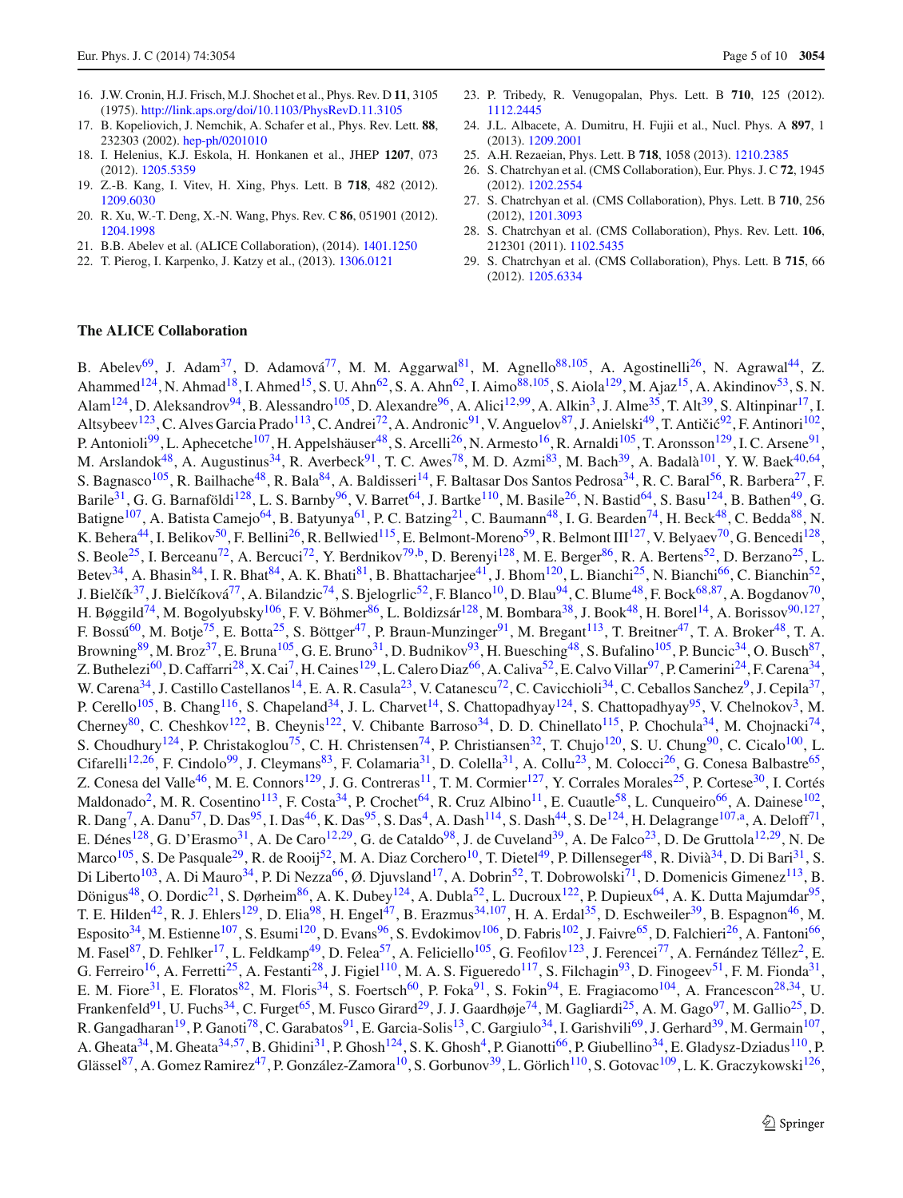16. J.W. Cronin, H.J. Frisch, M.J. Shochet et al., Phys. Rev. D **11**, 3105 (1975). http://link.aps.org/doi/10.1103/PhysRevD.11.3105
17. B. Kopeliovich, J. Nemchik, A. Schafer et al., Phys. Rev. Lett. **88**, 232303 (2002). hep-ph/0201010
18. I. Helenius, K.J. Eskola, H. Honkanen et al., JHEP **1207**, 073 (2012). 1205.5359
19. Z.-B. Kang, I. Vitev, H. Xing, Phys. Lett. B **718**, 482 (2012). 1209.6030
20. R. Xu, W.-T. Deng, X.-N. Wang, Phys. Rev. C **86**, 051901 (2012). 1204.1998
21. B.B. Abelev et al. (ALICE Collaboration), (2014). 1401.1250
22. T. Pierog, I. Karpenko, J. Katzy et al., (2013). 1306.0121
23. P. Tribedy, R. Venugopalan, Phys. Lett. B **710**, 125 (2012). 1112.2445
24. J.L. Albacete, A. Dumitru, H. Fujii et al., Nucl. Phys. A **897**, 1 (2013). 1209.2001
25. A.H. Rezaeian, Phys. Lett. B **718**, 1058 (2013). 1210.2385
26. S. Chatrchyan et al. (CMS Collaboration), Eur. Phys. J. C **72**, 1945 (2012). 1202.2554
27. S. Chatrchyan et al. (CMS Collaboration), Phys. Lett. B **710**, 256 (2012), 1201.3093
28. S. Chatrchyan et al. (CMS Collaboration), Phys. Rev. Lett. **106**, 212301 (2011). 1102.5435
29. S. Chatrchyan et al. (CMS Collaboration), Phys. Lett. B **715**, 66 (2012). 1205.6334

## The ALICE Collaboration

B. Abelev[69], J. Adam[37], D. Adamová[77], M. M. Aggarwal[81], M. Agnello[88,105], A. Agostinelli[26], N. Agrawal[44], Z. Ahammed[124], N. Ahmad[18], I. Ahmed[15], S. U. Ahn[62], S. A. Ahn[62], I. Aimo[88,105], S. Aiola[129], M. Ajaz[15], A. Akindinov[53], S. N. Alam[124], D. Aleksandrov[94], B. Alessandro[105], D. Alexandre[96], A. Alici[12,99], A. Alkin[3], J. Alme[35], T. Alt[39], S. Altinpinar[17], I. Altsybeev[123], C. Alves Garcia Prado[113], C. Andrei[72], A. Andronic[91], V. Anguelov[87], J. Anielski[49], T. Antičić[92], F. Antinori[102], P. Antonioli[99], L. Aphecetche[107], H. Appelshäuser[48], S. Arcelli[26], N. Armesto[16], R. Arnaldi[105], T. Aronsson[129], I. C. Arsene[91], M. Arslandok[48], A. Augustinus[34], R. Averbeck[91], T. C. Awes[78], M. D. Azmi[83], M. Bach[39], A. Badalà[101], Y. W. Baek[40,64], S. Bagnasco[105], R. Bailhache[48], R. Bala[84], A. Baldisseri[14], F. Baltasar Dos Santos Pedrosa[34], R. C. Baral[56], R. Barbera[27], F. Barile[31], G. G. Barnaföldi[128], L. S. Barnby[96], V. Barret[64], J. Bartke[110], M. Basile[26], N. Bastid[64], S. Basu[124], B. Bathen[49], G. Batigne[107], A. Batista Camejo[64], B. Batyunya[61], P. C. Batzing[21], C. Baumann[48], I. G. Bearden[74], H. Beck[48], C. Bedda[88], N. K. Behera[44], I. Belikov[50], F. Bellini[26], R. Bellwied[115], E. Belmont-Moreno[59], R. Belmont III[127], V. Belyaev[70], G. Bencedi[128], S. Beole[25], I. Berceanu[72], A. Bercuci[72], Y. Berdnikov[79,b], D. Berenyi[128], M. E. Berger[86], R. A. Bertens[52], D. Berzano[25], L. Betev[34], A. Bhasin[84], I. R. Bhat[84], A. K. Bhati[81], B. Bhattacharjee[41], J. Bhom[120], L. Bianchi[25], N. Bianchi[66], C. Bianchin[52], J. Bielčík[37], J. Bielčíková[77], A. Bilandzic[74], S. Bjelogrlic[52], F. Blanco[10], D. Blau[94], C. Blume[48], F. Bock[68,87], A. Bogdanov[70], H. Bøggild[74], M. Bogolyubsky[106], F. V. Böhmer[86], L. Boldizsár[128], M. Bombara[38], J. Book[48], H. Borel[14], A. Borissov[90,127], F. Bossú[60], M. Botje[75], E. Botta[25], S. Böttger[47], P. Braun-Munzinger[91], M. Bregant[113], T. Breitner[47], T. A. Broker[48], T. A. Browning[89], M. Broz[37], E. Bruna[105], G. E. Bruno[31], D. Budnikov[93], H. Buesching[48], S. Bufalino[105], P. Buncic[34], O. Busch[87], Z. Buthelezi[60], D. Caffarri[28], X. Cai[7], H. Caines[129], L. Calero Diaz[66], A. Caliva[52], E. Calvo Villar[97], P. Camerini[24], F. Carena[34], W. Carena[34], J. Castillo Castellanos[14], E. A. R. Casula[23], V. Catanescu[72], C. Cavicchioli[34], C. Ceballos Sanchez[9], J. Cepila[37], P. Cerello[105], B. Chang[116], S. Chapeland[34], J. L. Charvet[14], S. Chattopadhyay[124], S. Chattopadhyay[95], V. Chelnokov[3], M. Cherney[80], C. Cheshkov[122], B. Cheynis[122], V. Chibante Barroso[34], D. D. Chinellato[115], P. Chochula[34], M. Chojnacki[74], S. Choudhury[124], P. Christakoglou[75], C. H. Christensen[74], P. Christiansen[32], T. Chujo[120], S. U. Chung[90], C. Cicalo[100], L. Cifarelli[12,26], F. Cindolo[99], J. Cleymans[83], F. Colamaria[31], D. Colella[31], A. Collu[23], M. Colocci[26], G. Conesa Balbastre[65], Z. Conesa del Valle[46], M. E. Connors[129], J. G. Contreras[11], T. M. Cormier[127], Y. Corrales Morales[25], P. Cortese[30], I. Cortés Maldonado[2], M. R. Cosentino[113], F. Costa[34], P. Crochet[64], R. Cruz Albino[11], E. Cuautle[58], L. Cunqueiro[66], A. Dainese[102], R. Dang[7], A. Danu[57], D. Das[95], I. Das[46], K. Das[95], S. Das[4], A. Dash[114], S. Dash[44], S. De[124], H. Delagrange[107,a], A. Deloff[71], E. Dénes[128], G. D'Erasmo[31], A. De Caro[12,29], G. de Cataldo[98], J. de Cuveland[39], A. De Falco[23], D. De Gruttola[12,29], N. De Marco[105], S. De Pasquale[29], R. de Rooij[52], M. A. Diaz Corchero[10], T. Dietel[49], P. Dillenseger[48], R. Divià[34], D. Di Bari[31], S. Di Liberto[103], A. Di Mauro[34], P. Di Nezza[66], Ø. Djuvsland[17], A. Dobrin[52], T. Dobrowolski[71], D. Domenicis Gimenez[113], B. Dönigus[48], O. Dordic[21], S. Dørheim[86], A. K. Dubey[124], A. Dubla[52], L. Ducroux[122], P. Dupieux[64], A. K. Dutta Majumdar[95], T. E. Hilden[42], R. J. Ehlers[129], D. Elia[98], H. Engel[47], B. Erazmus[34,107], H. A. Erdal[35], D. Eschweiler[39], B. Espagnon[46], M. Esposito[34], M. Estienne[107], S. Esumi[120], D. Evans[96], S. Evdokimov[106], D. Fabris[102], J. Faivre[65], D. Falchieri[26], A. Fantoni[66], M. Fasel[87], D. Fehlker[17], L. Feldkamp[49], D. Felea[57], A. Feliciello[105], G. Feofilov[123], J. Ferencei[77], A. Fernández Téllez[2], E. G. Ferreiro[16], A. Ferretti[25], A. Festanti[28], J. Figiel[110], M. A. S. Figueredo[117], S. Filchagin[93], D. Finogeev[51], F. M. Fionda[31], E. M. Fiore[31], E. Floratos[82], M. Floris[34], S. Foertsch[60], P. Foka[91], S. Fokin[94], E. Fragiacomo[104], A. Francescon[28,34], U. Frankenfeld[91], U. Fuchs[34], C. Furget[65], M. Fusco Girard[29], J. J. Gaardhøje[74], M. Gagliardi[25], A. M. Gago[97], M. Gallio[25], D. R. Gangadharan[19], P. Ganoti[78], C. Garabatos[91], E. Garcia-Solis[13], C. Gargiulo[34], I. Garishvili[69], J. Gerhard[39], M. Germain[107], A. Gheata[34], M. Gheata[34,57], B. Ghidini[31], P. Ghosh[124], S. K. Ghosh[4], P. Gianotti[66], P. Giubellino[34], E. Gladysz-Dziadus[110], P. Glässel[87], A. Gomez Ramirez[47], P. González-Zamora[10], S. Gorbunov[39], L. Görlich[110], S. Gotovac[109], L. K. Graczykowski[126],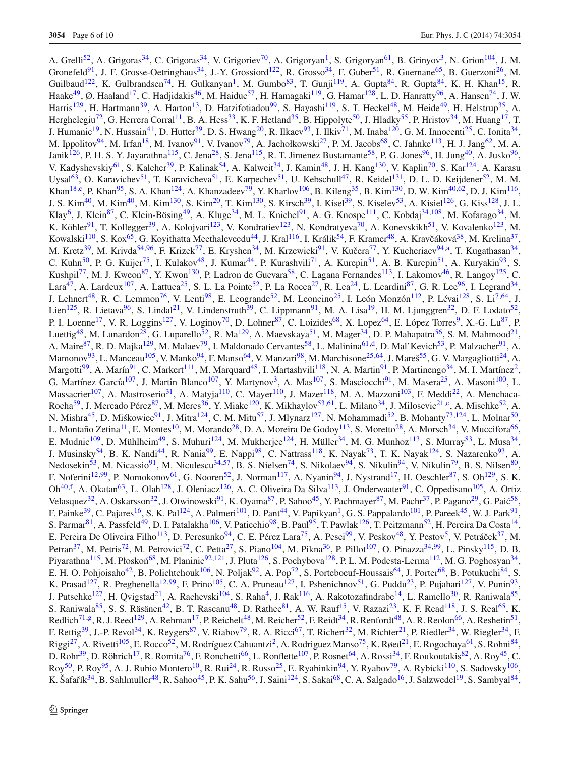A. Grelli[52], A. Grigoras[34], C. Grigoras[34], V. Grigoriev[70], A. Grigoryan[1], S. Grigoryan[61], B. Grinyov[3], N. Grion[104], J. M. Gronefeld[91], J. F. Grosse-Oetringhaus[34], J.-Y. Grossiord[122], R. Grosso[34], F. Guber[51], R. Guernane[65], B. Guerzoni[26], M. Guilbaud[122], K. Gulbrandsen[74], H. Gulkanyan[1], M. Gumbo[83], T. Gunji[119], A. Gupta[84], R. Gupta[84], K. H. Khan[15], R. Haake[49], Ø. Haaland[17], C. Hadjidakis[46], M. Haiduc[57], H. Hamagaki[119], G. Hamar[128], L. D. Hanratty[96], A. Hansen[74], J. W. Harris[129], H. Hartmann[39], A. Harton[13], D. Hatzifotiadou[99], S. Hayashi[119], S. T. Heckel[48], M. Heide[49], H. Helstrup[35], A. Herghelegiu[72], G. Herrera Corral[11], B. A. Hess[33], K. F. Hetland[35], B. Hippolyte[50], J. Hladky[55], P. Hristov[34], M. Huang[17], T. J. Humanic[19], N. Hussain[41], D. Hutter[39], D. S. Hwang[20], R. Ilkaev[93], I. Ilkiv[71], M. Inaba[120], G. M. Innocenti[25], C. Ionita[34], M. Ippolitov[94], M. Irfan[18], M. Ivanov[91], V. Ivanov[79], A. Jachołkowski[27], P. M. Jacobs[68], C. Jahnke[113], H. J. Jang[62], M. A. Janik[126], P. H. S. Y. Jayarathna[115], C. Jena[28], S. Jena[115], R. T. Jimenez Bustamante[58], P. G. Jones[96], H. Jung[40], A. Jusko[96], V. Kadyshevskiy[61], S. Kalcher[39], P. Kalinak[54], A. Kalweit[34], J. Kamin[48], J. H. Kang[130], V. Kaplin[70], S. Kar[124], A. Karasu Uysal[63], O. Karavichev[51], T. Karavicheva[51], E. Karpechev[51], U. Kebschull[47], R. Keidel[131], D. L. D. Keijdener[52], M. M. Khan[18,c], P. Khan[95], S. A. Khan[124], A. Khanzadeev[79], Y. Kharlov[106], B. Kileng[35], B. Kim[130], D. W. Kim[40,62], D. J. Kim[116], J. S. Kim[40], M. Kim[40], M. Kim[130], S. Kim[20], T. Kim[130], S. Kirsch[39], I. Kisel[39], S. Kiselev[53], A. Kisiel[126], G. Kiss[128], J. L. Klay[6], J. Klein[87], C. Klein-Bösing[49], A. Kluge[34], M. L. Knichel[91], A. G. Knospe[111], C. Kobdaj[34,108], M. Kofarago[34], M. K. Köhler[91], T. Kollegger[39], A. Kolojvari[123], V. Kondratiev[123], N. Kondratyeva[70], A. Konevskikh[51], V. Kovalenko[123], M. Kowalski[110], S. Kox[65], G. Koyithatta Meethaleveedu[44], J. Kral[116], I. Králik[54], F. Kramer[48], A. Kravčáková[38], M. Krelina[37], M. Kretz[39], M. Krivda[54,96], F. Krizek[77], E. Kryshen[34], M. Krzewicki[91], V. Kučera[77], Y. Kucheriaev[94,a], T. Kugathasan[34], C. Kuhn[50], P. G. Kuijer[75], I. Kulakov[48], J. Kumar[44], P. Kurashvili[71], A. Kurepin[51], A. B. Kurepin[51], A. Kuryakin[93], S. Kushpil[77], M. J. Kweon[87], Y. Kwon[130], P. Ladron de Guevara[58], C. Lagana Fernandes[113], I. Lakomov[46], R. Langoy[125], C. Lara[47], A. Lardeux[107], A. Lattuca[25], S. L. La Pointe[52], P. La Rocca[27], R. Lea[24], L. Leardini[87], G. R. Lee[96], I. Legrand[34], J. Lehnert[48], R. C. Lemmon[76], V. Lenti[98], E. Leogrande[52], M. Leoncino[25], I. León Monzón[112], P. Lévai[128], S. Li[7,64], J. Lien[125], R. Lietava[96], S. Lindal[21], V. Lindenstruth[39], C. Lippmann[91], M. A. Lisa[19], H. M. Ljunggren[32], D. F. Lodato[52], P. I. Loenne[17], V. R. Loggins[127], V. Loginov[70], D. Lohner[87], C. Loizides[68], X. Lopez[64], E. López Torres[9], X.-G. Lu[87], P. Luettig[48], M. Lunardon[28], G. Luparello[52], R. Ma[129], A. Maevskaya[51], M. Mager[34], D. P. Mahapatra[56], S. M. Mahmood[21], A. Maire[87], R. D. Majka[129], M. Malaev[79], I. Maldonado Cervantes[58], L. Malinina[61,d], D. Mal'Kevich[53], P. Malzacher[91], A. Mamonov[93], L. Manceau[105], V. Manko[94], F. Manso[64], V. Manzari[98], M. Marchisone[25,64], J. Mareš[55], G. V. Margagliotti[24], A. Margotti[99], A. Marín[91], C. Markert[111], M. Marquard[48], I. Martashvili[118], N. A. Martin[91], P. Martinengo[34], M. I. Martínez[2], G. Martínez García[107], J. Martin Blanco[107], Y. Martynov[3], A. Mas[107], S. Masciocchi[91], M. Masera[25], A. Masoni[100], L. Massacrier[107], A. Mastroserio[31], A. Matyja[110], C. Mayer[110], J. Mazer[118], M. A. Mazzoni[103], F. Meddi[22], A. Menchaca-Rocha[59], J. Mercado Pérez[87], M. Meres[36], Y. Miake[120], K. Mikhaylov[53,61], L. Milano[34], J. Milosevic[21,e], A. Mischke[52], A. N. Mishra[45], D. Miśkowiec[91], J. Mitra[124], C. M. Mitu[57], J. Mlynarz[127], N. Mohammadi[52], B. Mohanty[73,124], L. Molnar[50], L. Montaño Zetina[11], E. Montes[10], M. Morando[28], D. A. Moreira De Godoy[113], S. Moretto[28], A. Morsch[34], V. Muccifora[66], E. Mudnic[109], D. Mühlheim[49], S. Muhuri[124], M. Mukherjee[124], H. Müller[34], M. G. Munhoz[113], S. Murray[83], L. Musa[34], J. Musinsky[54], B. K. Nandi[44], R. Nania[99], E. Nappi[98], C. Nattrass[118], K. Nayak[73], T. K. Nayak[124], S. Nazarenko[93], A. Nedosekin[53], M. Nicassio[91], M. Niculescu[34,57], B. S. Nielsen[74], S. Nikolaev[94], S. Nikulin[94], V. Nikulin[79], B. S. Nilsen[80], F. Noferini[12,99], P. Nomokonov[61], G. Nooren[52], J. Norman[117], A. Nyanin[94], J. Nystrand[17], H. Oeschler[87], S. Oh[129], S. K. Oh[40,f], A. Okatan[63], L. Olah[128], J. Oleniacz[126], A. C. Oliveira Da Silva[113], J. Onderwaater[91], C. Oppedisano[105], A. Ortiz Velasquez[32], A. Oskarsson[32], J. Otwinowski[91], K. Oyama[87], P. Sahoo[45], Y. Pachmayer[87], M. Pachr[37], P. Pagano[29], G. Paić[58], F. Painke[39], C. Pajares[16], S. K. Pal[124], A. Palmeri[101], D. Pant[44], V. Papikyan[1], G. S. Pappalardo[101], P. Pareek[45], W. J. Park[91], S. Parmar[81], A. Passfeld[49], D. I. Patalakha[106], V. Paticchio[98], B. Paul[95], T. Pawlak[126], T. Peitzmann[52], H. Pereira Da Costa[14], E. Pereira De Oliveira Filho[113], D. Peresunko[94], C. E. Pérez Lara[75], A. Pesci[99], V. Peskov[48], Y. Pestov[5], V. Petráček[37], M. Petran[37], M. Petris[72], M. Petrovici[72], C. Petta[27], S. Piano[104], M. Pikna[36], P. Pillot[107], O. Pinazza[34,99], L. Pinsky[115], D. B. Piyarathna[115], M. Płoskoń[68], M. Planinic[92,121], J. Pluta[126], S. Pochybova[128], P. L. M. Podesta-Lerma[112], M. G. Poghosyan[34], E. H. O. Pohjoisaho[42], B. Polichtchouk[106], N. Poljak[92], A. Pop[72], S. Porteboeuf-Houssais[64], J. Porter[68], B. Potukuchi[84], S. K. Prasad[127], R. Preghenella[12,99], F. Prino[105], C. A. Pruneau[127], I. Pshenichnov[51], G. Puddu[23], P. Pujahari[127], V. Punin[93], J. Putschke[127], H. Qvigstad[21], A. Rachevski[104], S. Raha[4], J. Rak[116], A. Rakotozafindrabe[14], L. Ramello[30], R. Raniwala[85], S. Raniwala[85], S. S. Räsänen[42], B. T. Rascanu[48], D. Rathee[81], A. W. Rauf[15], V. Razazi[23], K. F. Read[118], J. S. Real[65], K. Redlich[71,g], R. J. Reed[129], A. Rehman[17], P. Reichelt[48], M. Reicher[52], F. Reidt[34], R. Renfordt[48], A. R. Reolon[66], A. Reshetin[51], F. Rettig[39], J.-P. Revol[34], K. Reygers[87], V. Riabov[79], R. A. Ricci[67], T. Richert[32], M. Richter[21], P. Riedler[34], W. Riegler[34], F. Riggi[27], A. Rivetti[105], E. Rocco[52], M. Rodríguez Cahuantzi[2], A. Rodriguez Manso[75], K. Røed[21], E. Rogochaya[61], S. Rohni[84], D. Rohr[39], D. Röhrich[17], R. Romita[76], F. Ronchetti[66], L. Ronflette[107], P. Rosnet[64], A. Rossi[34], F. Roukoutakis[82], A. Roy[45], C. Roy[50], P. Roy[95], A. J. Rubio Montero[10], R. Rui[24], R. Russo[25], E. Ryabinkin[94], Y. Ryabov[79], A. Rybicki[110], S. Sadovsky[106], K. Šafařík[34], B. Sahlmuller[48], R. Sahoo[45], P. K. Sahu[56], J. Saini[124], S. Sakai[68], C. A. Salgado[16], J. Salzwedel[19], S. Sambyal[84],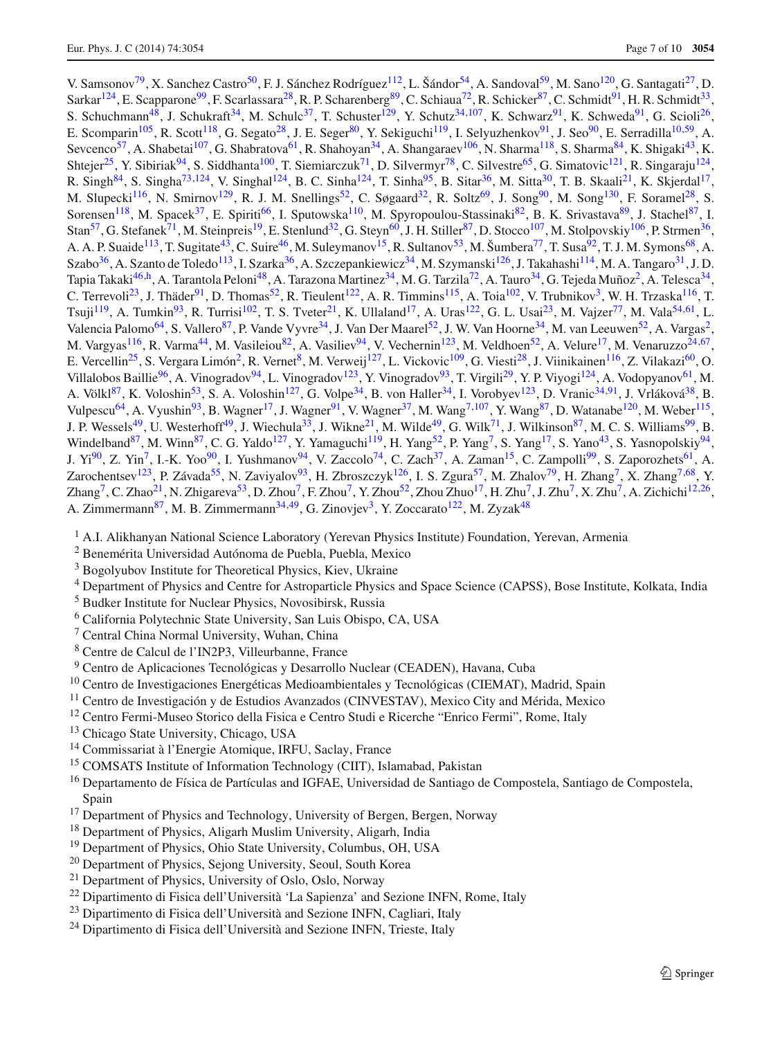V. Samsonov[79], X. Sanchez Castro[50], F. J. Sánchez Rodríguez[112], L. Šándor[54], A. Sandoval[59], M. Sano[120], G. Santagati[27], D. Sarkar[124], E. Scapparone[99], F. Scarlassara[28], R. P. Scharenberg[89], C. Schiaua[72], R. Schicker[87], C. Schmidt[91], H. R. Schmidt[33], S. Schuchmann[48], J. Schukraft[34], M. Schulc[37], T. Schuster[129], Y. Schutz[34,107], K. Schwarz[91], K. Schweda[91], G. Scioli[26], E. Scomparin[105], R. Scott[118], G. Segato[28], J. E. Seger[80], Y. Sekiguchi[119], I. Selyuzhenkov[91], J. Seo[90], E. Serradilla[10,59], A. Sevcenco[57], A. Shabetai[107], G. Shabratova[61], R. Shahoyan[34], A. Shangaraev[106], N. Sharma[118], S. Sharma[84], K. Shigaki[43], K. Shtejer[25], Y. Sibiriak[94], S. Siddhanta[100], T. Siemiarczuk[71], D. Silvermyr[78], C. Silvestre[65], G. Simatovic[121], R. Singaraju[124], R. Singh[84], S. Singha[73,124], V. Singhal[124], B. C. Sinha[124], T. Sinha[95], B. Sitar[36], M. Sitta[30], T. B. Skaali[21], K. Skjerdal[17], M. Slupecki[116], N. Smirnov[129], R. J. M. Snellings[52], C. Søgaard[32], R. Soltz[69], J. Song[90], M. Song[130], F. Soramel[28], S. Sorensen[118], M. Spacek[37], E. Spiriti[66], I. Sputowska[110], M. Spyropoulou-Stassinaki[82], B. K. Srivastava[89], J. Stachel[87], I. Stan[57], G. Stefanek[71], M. Steinpreis[19], E. Stenlund[32], G. Steyn[60], J. H. Stiller[87], D. Stocco[107], M. Stolpovskiy[106], P. Strmen[36], A. A. P. Suaide[113], T. Sugitate[43], C. Suire[46], M. Suleymanov[15], R. Sultanov[53], M. Šumbera[77], T. Susa[92], T. J. M. Symons[68], A. Szabo[36], A. Szanto de Toledo[113], I. Szarka[36], A. Szczepankiewicz[34], M. Szymanski[126], J. Takahashi[114], M. A. Tangaro[31], J. D. Tapia Takaki[46,h], A. Tarantola Peloni[48], A. Tarazona Martinez[34], M. G. Tarzila[72], A. Tauro[34], G. Tejeda Muñoz[2], A. Telesca[34], C. Terrevoli[23], J. Thäder[91], D. Thomas[52], R. Tieulent[122], A. R. Timmins[115], A. Toia[102], V. Trubnikov[3], W. H. Trzaska[116], T. Tsuji[119], A. Tumkin[93], R. Turrisi[102], T. S. Tveter[21], K. Ullaland[17], A. Uras[122], G. L. Usai[23], M. Vajzer[77], M. Vala[54,61], L. Valencia Palomo[64], S. Vallero[87], P. Vande Vyvre[34], J. Van Der Maarel[52], J. W. Van Hoorne[34], M. van Leeuwen[52], A. Vargas[2], M. Vargyas[116], R. Varma[44], M. Vasileiou[82], A. Vasiliev[94], V. Vechernin[123], M. Veldhoen[52], A. Velure[17], M. Venaruzzo[24,67], E. Vercellin[25], S. Vergara Limón[2], R. Vernet[8], M. Verweij[127], L. Vickovic[109], G. Viesti[28], J. Viinikainen[116], Z. Vilakazi[60], O. Villalobos Baillie[96], A. Vinogradov[94], L. Vinogradov[123], Y. Vinogradov[93], T. Virgili[29], Y. P. Viyogi[124], A. Vodopyanov[61], M. A. Völkl[87], K. Voloshin[53], S. A. Voloshin[127], G. Volpe[34], B. von Haller[34], I. Vorobyev[123], D. Vranic[34,91], J. Vrláková[38], B. Vulpescu[64], A. Vyushin[93], B. Wagner[17], J. Wagner[91], V. Wagner[37], M. Wang[7,107], Y. Wang[87], D. Watanabe[120], M. Weber[115], J. P. Wessels[49], U. Westerhoff[49], J. Wiechula[33], J. Wikne[21], M. Wilde[49], G. Wilk[71], J. Wilkinson[87], M. C. S. Williams[99], B. Windelband[87], M. Winn[87], C. G. Yaldo[127], Y. Yamaguchi[119], H. Yang[52], P. Yang[7], S. Yang[17], S. Yano[43], S. Yasnopolskiy[94], J. Yi[90], Z. Yin[7], I.-K. Yoo[90], I. Yushmanov[94], V. Zaccolo[74], C. Zach[37], A. Zaman[15], C. Zampolli[99], S. Zaporozhets[61], A. Zarochentsev[123], P. Závada[55], N. Zaviyalov[93], H. Zbroszczyk[126], I. S. Zgura[57], M. Zhalov[79], H. Zhang[7], X. Zhang[7,68], Y. Zhang[7], C. Zhao[21], N. Zhigareva[53], D. Zhou[7], F. Zhou[7], Y. Zhou[52], Zhou Zhuo[17], H. Zhu[7], J. Zhu[7], X. Zhu[7], A. Zichichi[12,26], A. Zimmermann[87], M. B. Zimmermann[34,49], G. Zinovjev[3], Y. Zoccarato[122], M. Zyzak[48]

[1] A.I. Alikhanyan National Science Laboratory (Yerevan Physics Institute) Foundation, Yerevan, Armenia
[2] Benemérita Universidad Autónoma de Puebla, Puebla, Mexico
[3] Bogolyubov Institute for Theoretical Physics, Kiev, Ukraine
[4] Department of Physics and Centre for Astroparticle Physics and Space Science (CAPSS), Bose Institute, Kolkata, India
[5] Budker Institute for Nuclear Physics, Novosibirsk, Russia
[6] California Polytechnic State University, San Luis Obispo, CA, USA
[7] Central China Normal University, Wuhan, China
[8] Centre de Calcul de l'IN2P3, Villeurbanne, France
[9] Centro de Aplicaciones Tecnológicas y Desarrollo Nuclear (CEADEN), Havana, Cuba
[10] Centro de Investigaciones Energéticas Medioambientales y Tecnológicas (CIEMAT), Madrid, Spain
[11] Centro de Investigación y de Estudios Avanzados (CINVESTAV), Mexico City and Mérida, Mexico
[12] Centro Fermi-Museo Storico della Fisica e Centro Studi e Ricerche "Enrico Fermi", Rome, Italy
[13] Chicago State University, Chicago, USA
[14] Commissariat à l'Energie Atomique, IRFU, Saclay, France
[15] COMSATS Institute of Information Technology (CIIT), Islamabad, Pakistan
[16] Departamento de Física de Partículas and IGFAE, Universidad de Santiago de Compostela, Santiago de Compostela, Spain
[17] Department of Physics and Technology, University of Bergen, Bergen, Norway
[18] Department of Physics, Aligarh Muslim University, Aligarh, India
[19] Department of Physics, Ohio State University, Columbus, OH, USA
[20] Department of Physics, Sejong University, Seoul, South Korea
[21] Department of Physics, University of Oslo, Oslo, Norway
[22] Dipartimento di Fisica dell'Università 'La Sapienza' and Sezione INFN, Rome, Italy
[23] Dipartimento di Fisica dell'Università and Sezione INFN, Cagliari, Italy
[24] Dipartimento di Fisica dell'Università and Sezione INFN, Trieste, Italy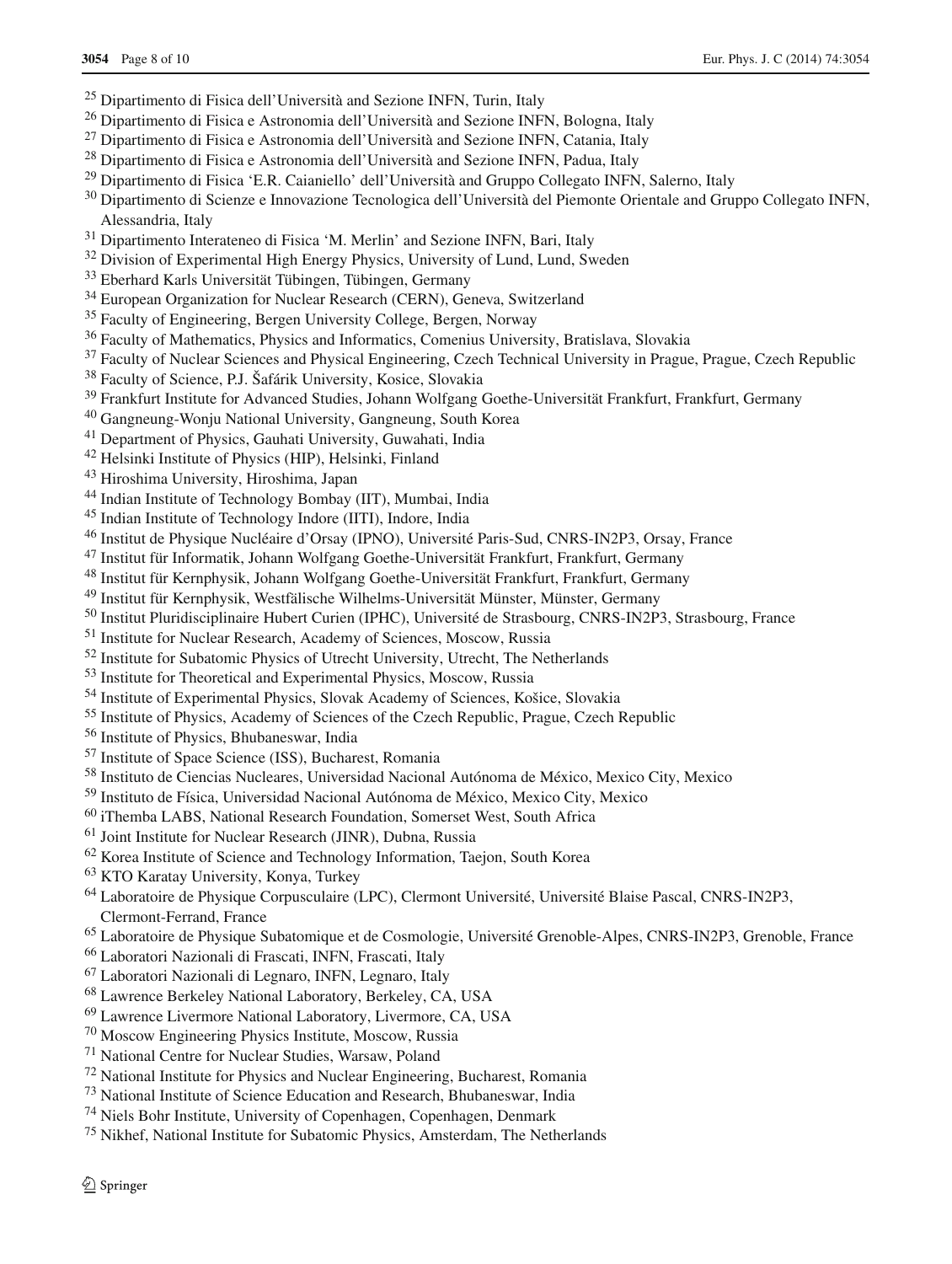[25] Dipartimento di Fisica dell'Università and Sezione INFN, Turin, Italy
[26] Dipartimento di Fisica e Astronomia dell'Università and Sezione INFN, Bologna, Italy
[27] Dipartimento di Fisica e Astronomia dell'Università and Sezione INFN, Catania, Italy
[28] Dipartimento di Fisica e Astronomia dell'Università and Sezione INFN, Padua, Italy
[29] Dipartimento di Fisica 'E.R. Caianiello' dell'Università and Gruppo Collegato INFN, Salerno, Italy
[30] Dipartimento di Scienze e Innovazione Tecnologica dell'Università del Piemonte Orientale and Gruppo Collegato INFN, Alessandria, Italy
[31] Dipartimento Interateneo di Fisica 'M. Merlin' and Sezione INFN, Bari, Italy
[32] Division of Experimental High Energy Physics, University of Lund, Lund, Sweden
[33] Eberhard Karls Universität Tübingen, Tübingen, Germany
[34] European Organization for Nuclear Research (CERN), Geneva, Switzerland
[35] Faculty of Engineering, Bergen University College, Bergen, Norway
[36] Faculty of Mathematics, Physics and Informatics, Comenius University, Bratislava, Slovakia
[37] Faculty of Nuclear Sciences and Physical Engineering, Czech Technical University in Prague, Prague, Czech Republic
[38] Faculty of Science, P.J. Šafárik University, Kosice, Slovakia
[39] Frankfurt Institute for Advanced Studies, Johann Wolfgang Goethe-Universität Frankfurt, Frankfurt, Germany
[40] Gangneung-Wonju National University, Gangneung, South Korea
[41] Department of Physics, Gauhati University, Guwahati, India
[42] Helsinki Institute of Physics (HIP), Helsinki, Finland
[43] Hiroshima University, Hiroshima, Japan
[44] Indian Institute of Technology Bombay (IIT), Mumbai, India
[45] Indian Institute of Technology Indore (IITI), Indore, India
[46] Institut de Physique Nucléaire d'Orsay (IPNO), Université Paris-Sud, CNRS-IN2P3, Orsay, France
[47] Institut für Informatik, Johann Wolfgang Goethe-Universität Frankfurt, Frankfurt, Germany
[48] Institut für Kernphysik, Johann Wolfgang Goethe-Universität Frankfurt, Frankfurt, Germany
[49] Institut für Kernphysik, Westfälische Wilhelms-Universität Münster, Münster, Germany
[50] Institut Pluridisciplinaire Hubert Curien (IPHC), Université de Strasbourg, CNRS-IN2P3, Strasbourg, France
[51] Institute for Nuclear Research, Academy of Sciences, Moscow, Russia
[52] Institute for Subatomic Physics of Utrecht University, Utrecht, The Netherlands
[53] Institute for Theoretical and Experimental Physics, Moscow, Russia
[54] Institute of Experimental Physics, Slovak Academy of Sciences, Košice, Slovakia
[55] Institute of Physics, Academy of Sciences of the Czech Republic, Prague, Czech Republic
[56] Institute of Physics, Bhubaneswar, India
[57] Institute of Space Science (ISS), Bucharest, Romania
[58] Instituto de Ciencias Nucleares, Universidad Nacional Autónoma de México, Mexico City, Mexico
[59] Instituto de Física, Universidad Nacional Autónoma de México, Mexico City, Mexico
[60] iThemba LABS, National Research Foundation, Somerset West, South Africa
[61] Joint Institute for Nuclear Research (JINR), Dubna, Russia
[62] Korea Institute of Science and Technology Information, Taejon, South Korea
[63] KTO Karatay University, Konya, Turkey
[64] Laboratoire de Physique Corpusculaire (LPC), Clermont Université, Université Blaise Pascal, CNRS-IN2P3, Clermont-Ferrand, France
[65] Laboratoire de Physique Subatomique et de Cosmologie, Université Grenoble-Alpes, CNRS-IN2P3, Grenoble, France
[66] Laboratori Nazionali di Frascati, INFN, Frascati, Italy
[67] Laboratori Nazionali di Legnaro, INFN, Legnaro, Italy
[68] Lawrence Berkeley National Laboratory, Berkeley, CA, USA
[69] Lawrence Livermore National Laboratory, Livermore, CA, USA
[70] Moscow Engineering Physics Institute, Moscow, Russia
[71] National Centre for Nuclear Studies, Warsaw, Poland
[72] National Institute for Physics and Nuclear Engineering, Bucharest, Romania
[73] National Institute of Science Education and Research, Bhubaneswar, India
[74] Niels Bohr Institute, University of Copenhagen, Copenhagen, Denmark
[75] Nikhef, National Institute for Subatomic Physics, Amsterdam, The Netherlands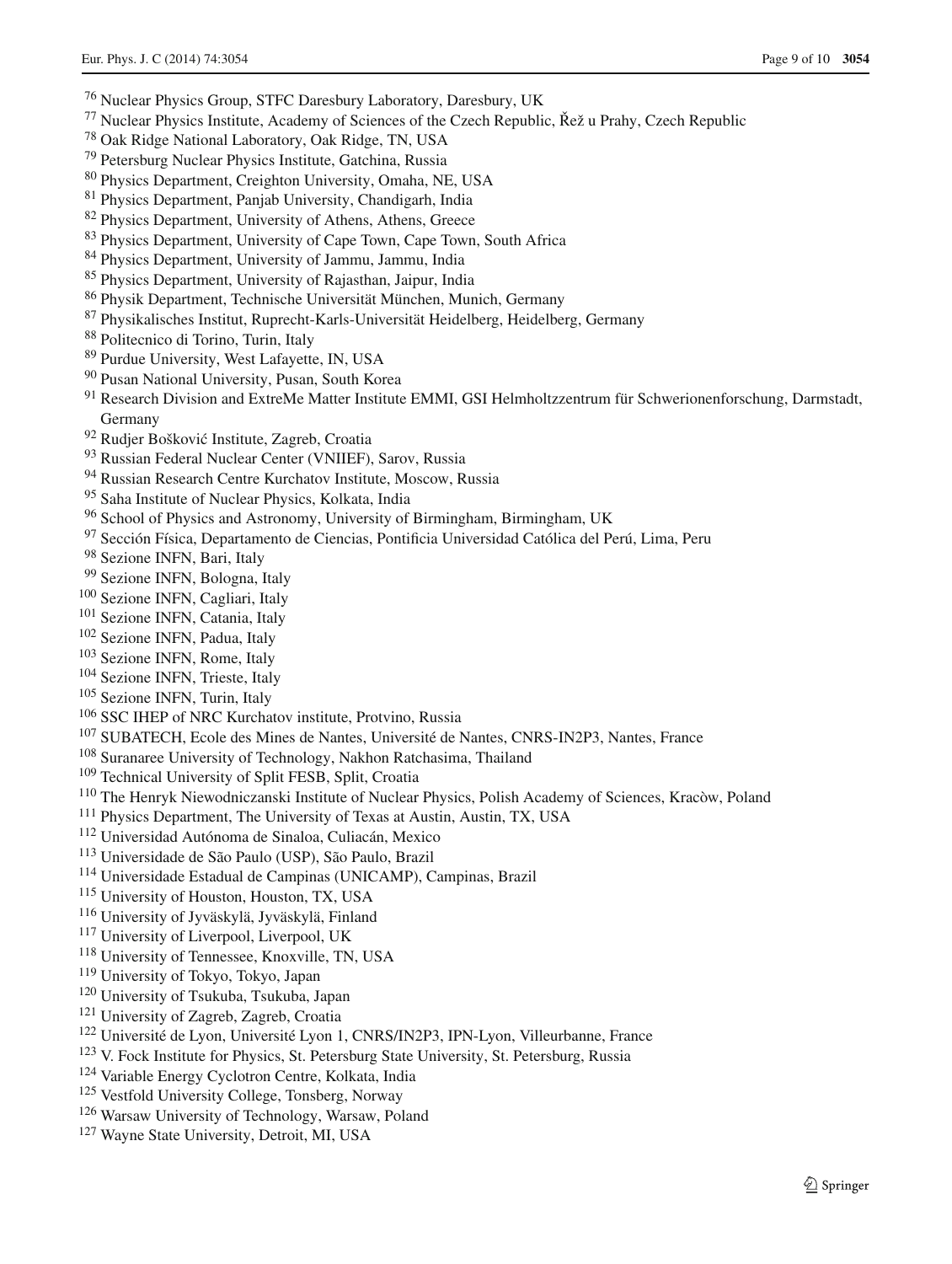[76] Nuclear Physics Group, STFC Daresbury Laboratory, Daresbury, UK
[77] Nuclear Physics Institute, Academy of Sciences of the Czech Republic, Řež u Prahy, Czech Republic
[78] Oak Ridge National Laboratory, Oak Ridge, TN, USA
[79] Petersburg Nuclear Physics Institute, Gatchina, Russia
[80] Physics Department, Creighton University, Omaha, NE, USA
[81] Physics Department, Panjab University, Chandigarh, India
[82] Physics Department, University of Athens, Athens, Greece
[83] Physics Department, University of Cape Town, Cape Town, South Africa
[84] Physics Department, University of Jammu, Jammu, India
[85] Physics Department, University of Rajasthan, Jaipur, India
[86] Physik Department, Technische Universität München, Munich, Germany
[87] Physikalisches Institut, Ruprecht-Karls-Universität Heidelberg, Heidelberg, Germany
[88] Politecnico di Torino, Turin, Italy
[89] Purdue University, West Lafayette, IN, USA
[90] Pusan National University, Pusan, South Korea
[91] Research Division and ExtreMe Matter Institute EMMI, GSI Helmholtzzentrum für Schwerionenforschung, Darmstadt, Germany
[92] Rudjer Bošković Institute, Zagreb, Croatia
[93] Russian Federal Nuclear Center (VNIIEF), Sarov, Russia
[94] Russian Research Centre Kurchatov Institute, Moscow, Russia
[95] Saha Institute of Nuclear Physics, Kolkata, India
[96] School of Physics and Astronomy, University of Birmingham, Birmingham, UK
[97] Sección Física, Departamento de Ciencias, Pontificia Universidad Católica del Perú, Lima, Peru
[98] Sezione INFN, Bari, Italy
[99] Sezione INFN, Bologna, Italy
[100] Sezione INFN, Cagliari, Italy
[101] Sezione INFN, Catania, Italy
[102] Sezione INFN, Padua, Italy
[103] Sezione INFN, Rome, Italy
[104] Sezione INFN, Trieste, Italy
[105] Sezione INFN, Turin, Italy
[106] SSC IHEP of NRC Kurchatov institute, Protvino, Russia
[107] SUBATECH, Ecole des Mines de Nantes, Université de Nantes, CNRS-IN2P3, Nantes, France
[108] Suranaree University of Technology, Nakhon Ratchasima, Thailand
[109] Technical University of Split FESB, Split, Croatia
[110] The Henryk Niewodniczanski Institute of Nuclear Physics, Polish Academy of Sciences, Kracòw, Poland
[111] Physics Department, The University of Texas at Austin, Austin, TX, USA
[112] Universidad Autónoma de Sinaloa, Culiacán, Mexico
[113] Universidade de São Paulo (USP), São Paulo, Brazil
[114] Universidade Estadual de Campinas (UNICAMP), Campinas, Brazil
[115] University of Houston, Houston, TX, USA
[116] University of Jyväskylä, Jyväskylä, Finland
[117] University of Liverpool, Liverpool, UK
[118] University of Tennessee, Knoxville, TN, USA
[119] University of Tokyo, Tokyo, Japan
[120] University of Tsukuba, Tsukuba, Japan
[121] University of Zagreb, Zagreb, Croatia
[122] Université de Lyon, Université Lyon 1, CNRS/IN2P3, IPN-Lyon, Villeurbanne, France
[123] V. Fock Institute for Physics, St. Petersburg State University, St. Petersburg, Russia
[124] Variable Energy Cyclotron Centre, Kolkata, India
[125] Vestfold University College, Tonsberg, Norway
[126] Warsaw University of Technology, Warsaw, Poland
[127] Wayne State University, Detroit, MI, USA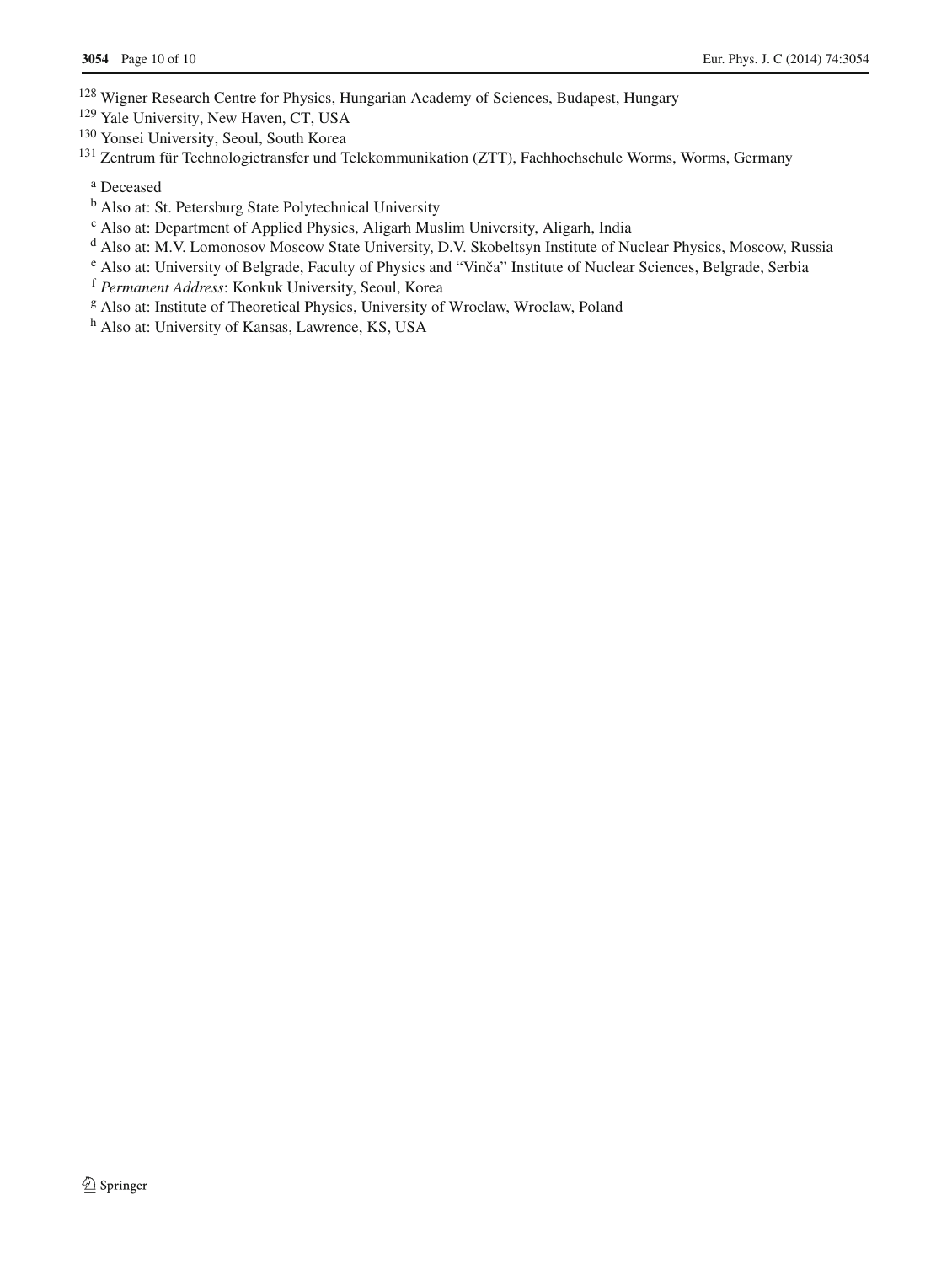[128] Wigner Research Centre for Physics, Hungarian Academy of Sciences, Budapest, Hungary

[129] Yale University, New Haven, CT, USA

[130] Yonsei University, Seoul, South Korea

[131] Zentrum für Technologietransfer und Telekommunikation (ZTT), Fachhochschule Worms, Worms, Germany

[a] Deceased

[b] Also at: St. Petersburg State Polytechnical University

[c] Also at: Department of Applied Physics, Aligarh Muslim University, Aligarh, India

[d] Also at: M.V. Lomonosov Moscow State University, D.V. Skobeltsyn Institute of Nuclear Physics, Moscow, Russia

[e] Also at: University of Belgrade, Faculty of Physics and "Vinča" Institute of Nuclear Sciences, Belgrade, Serbia

[f] *Permanent Address*: Konkuk University, Seoul, Korea

[g] Also at: Institute of Theoretical Physics, University of Wroclaw, Wroclaw, Poland

[h] Also at: University of Kansas, Lawrence, KS, USA